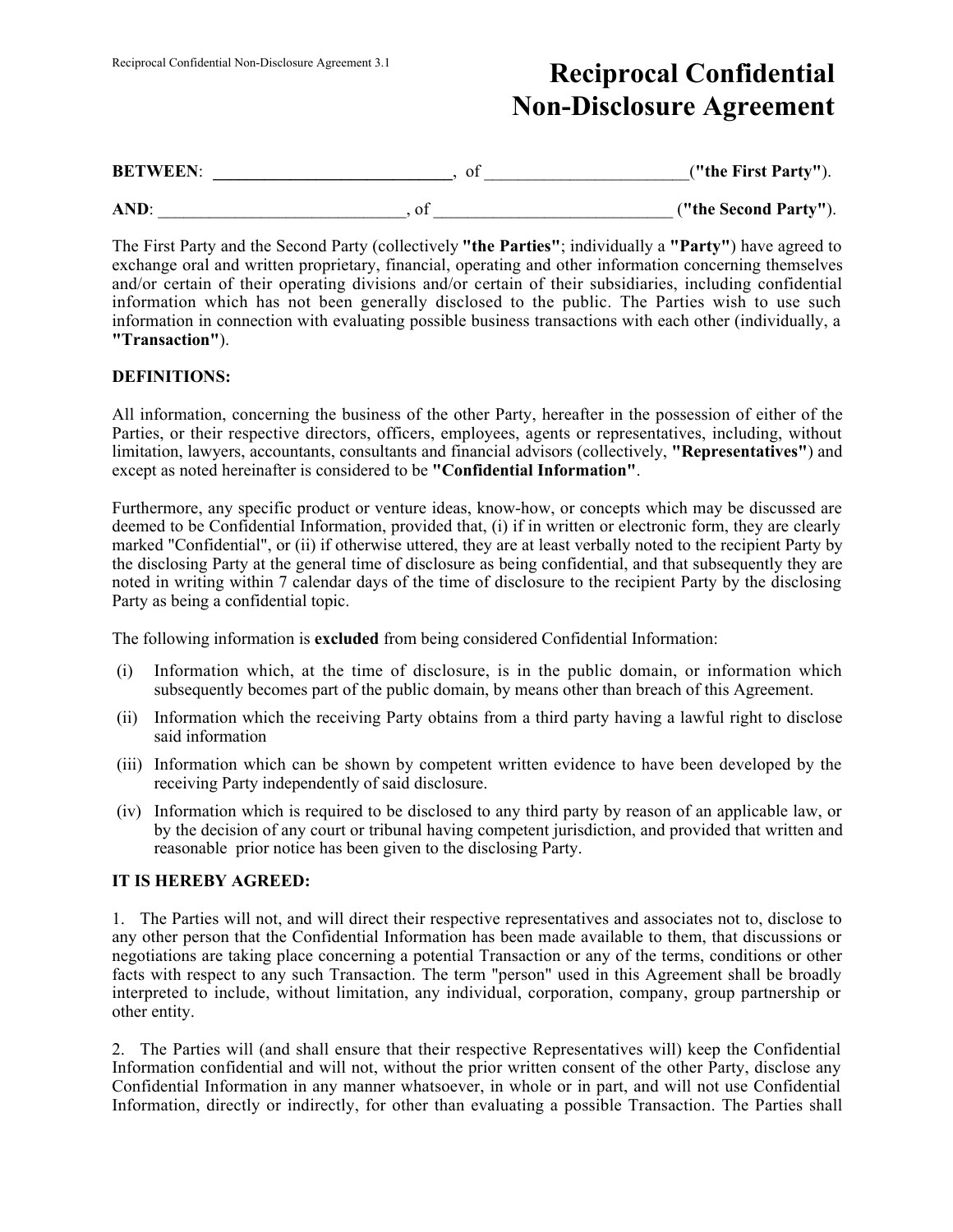# Reciprocal Confidential Non-Disclosure Agreement

**BETWEEN**: ____________________________, of ________________________(**"the First Party"**).

**AND**: ____________________________, of ____________________________ (**"the Second Party"**).

The First Party and the Second Party (collectively **"the Parties"**; individually a **"Party"**) have agreed to exchange oral and written proprietary, financial, operating and other information concerning themselves and/or certain of their operating divisions and/or certain of their subsidiaries, including confidential information which has not been generally disclosed to the public. The Parties wish to use such information in connection with evaluating possible business transactions with each other (individually, a **"Transaction"**).

**DEFINITIONS:**

All information, concerning the business of the other Party, hereafter in the possession of either of the Parties, or their respective directors, officers, employees, agents or representatives, including, without limitation, lawyers, accountants, consultants and financial advisors (collectively, **"Representatives"**) and except as noted hereinafter is considered to be **"Confidential Information"**.

Furthermore, any specific product or venture ideas, know-how, or concepts which may be discussed are deemed to be Confidential Information, provided that, (i) if in written or electronic form, they are clearly marked "Confidential", or (ii) if otherwise uttered, they are at least verbally noted to the recipient Party by the disclosing Party at the general time of disclosure as being confidential, and that subsequently they are noted in writing within 7 calendar days of the time of disclosure to the recipient Party by the disclosing Party as being a confidential topic.

The following information is **excluded** from being considered Confidential Information:

(i) Information which, at the time of disclosure, is in the public domain, or information which subsequently becomes part of the public domain, by means other than breach of this Agreement.

(ii) Information which the receiving Party obtains from a third party having a lawful right to disclose said information

(iii) Information which can be shown by competent written evidence to have been developed by the receiving Party independently of said disclosure.

(iv) Information which is required to be disclosed to any third party by reason of an applicable law, or by the decision of any court or tribunal having competent jurisdiction, and provided that written and reasonable prior notice has been given to the disclosing Party.

**IT IS HEREBY AGREED:**

1. The Parties will not, and will direct their respective representatives and associates not to, disclose to any other person that the Confidential Information has been made available to them, that discussions or negotiations are taking place concerning a potential Transaction or any of the terms, conditions or other facts with respect to any such Transaction. The term "person" used in this Agreement shall be broadly interpreted to include, without limitation, any individual, corporation, company, group partnership or other entity.

2. The Parties will (and shall ensure that their respective Representatives will) keep the Confidential Information confidential and will not, without the prior written consent of the other Party, disclose any Confidential Information in any manner whatsoever, in whole or in part, and will not use Confidential Information, directly or indirectly, for other than evaluating a possible Transaction. The Parties shall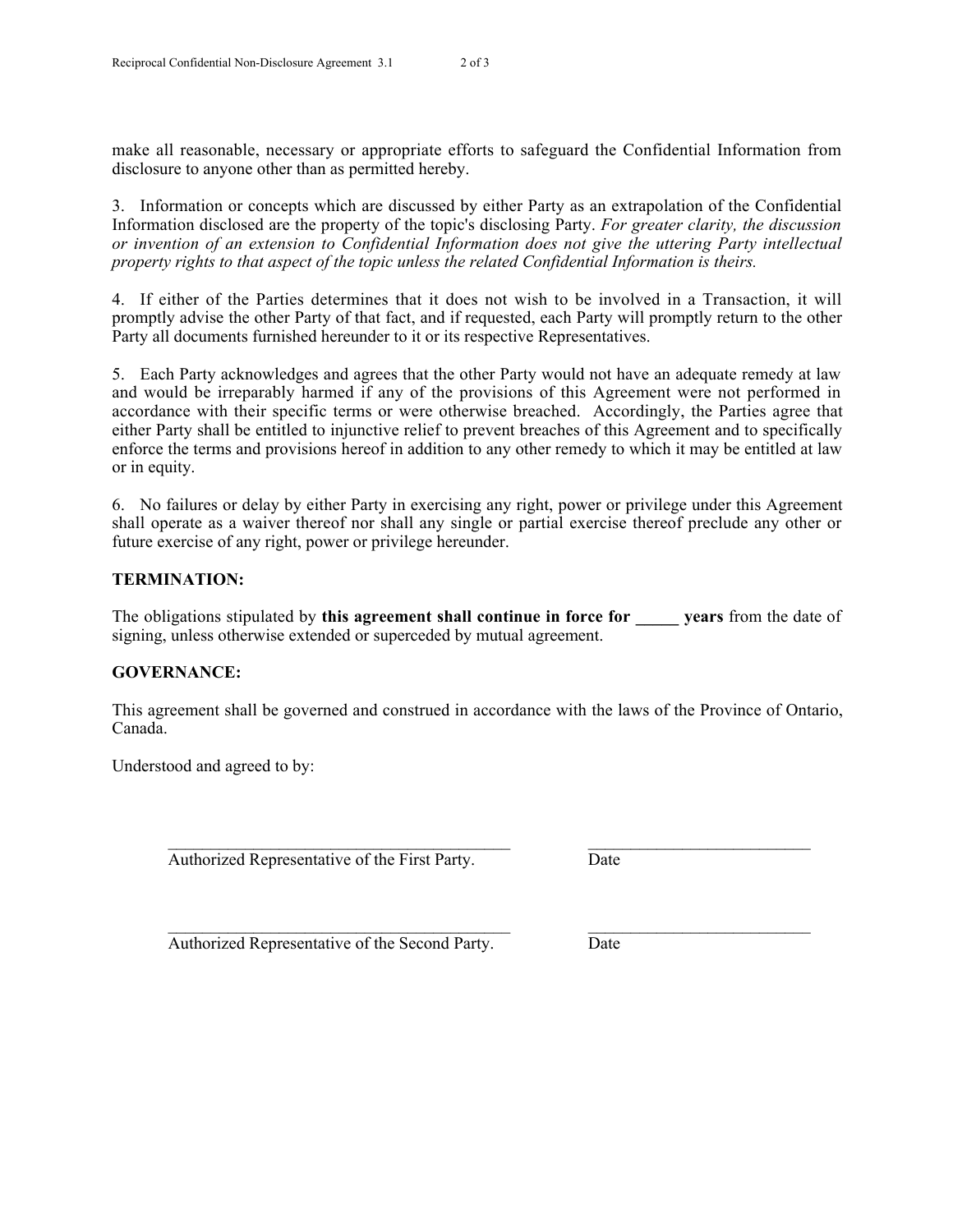make all reasonable, necessary or appropriate efforts to safeguard the Confidential Information from disclosure to anyone other than as permitted hereby.

3. Information or concepts which are discussed by either Party as an extrapolation of the Confidential Information disclosed are the property of the topic's disclosing Party. *For greater clarity, the discussion or invention of an extension to Confidential Information does not give the uttering Party intellectual property rights to that aspect of the topic unless the related Confidential Information is theirs.*

4. If either of the Parties determines that it does not wish to be involved in a Transaction, it will promptly advise the other Party of that fact, and if requested, each Party will promptly return to the other Party all documents furnished hereunder to it or its respective Representatives.

5. Each Party acknowledges and agrees that the other Party would not have an adequate remedy at law and would be irreparably harmed if any of the provisions of this Agreement were not performed in accordance with their specific terms or were otherwise breached. Accordingly, the Parties agree that either Party shall be entitled to injunctive relief to prevent breaches of this Agreement and to specifically enforce the terms and provisions hereof in addition to any other remedy to which it may be entitled at law or in equity.

6. No failures or delay by either Party in exercising any right, power or privilege under this Agreement shall operate as a waiver thereof nor shall any single or partial exercise thereof preclude any other or future exercise of any right, power or privilege hereunder.

**TERMINATION:**

The obligations stipulated by **this agreement shall continue in force for _____ years** from the date of signing, unless otherwise extended or superceded by mutual agreement.

**GOVERNANCE:**

This agreement shall be governed and construed in accordance with the laws of the Province of Ontario, Canada.

Understood and agreed to by:

___________________________________________ ___________________________

Authorized Representative of the First Party. Date

___________________________________________ ___________________________

Authorized Representative of the Second Party. Date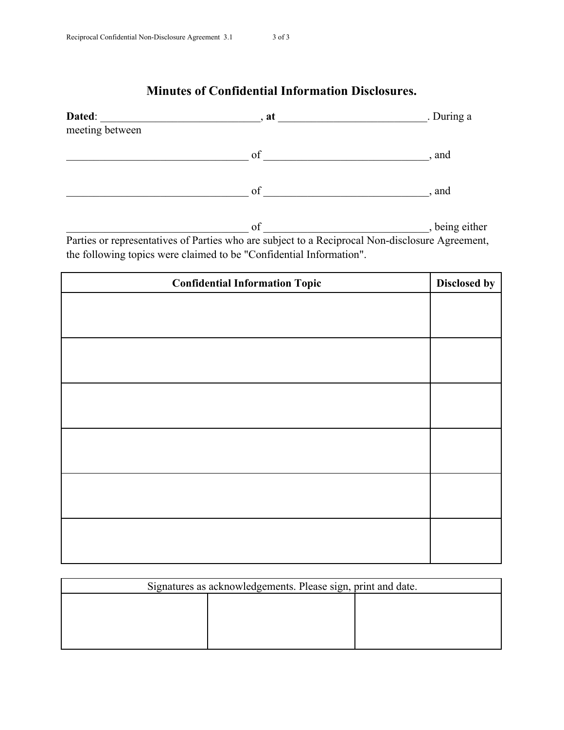# Minutes of Confidential Information Disclosures.

**Dated**: ____________________________, **at** __________________________. During a meeting between

________________________________ of _____________________________, and

________________________________ of _____________________________, and

________________________________ of _____________________________, being either Parties or representatives of Parties who are subject to a Reciprocal Non-disclosure Agreement, the following topics were claimed to be "Confidential Information".

| Confidential Information Topic | Disclosed by |
| --- | --- |
| | |
| | |
| | |
| | |
| | |
| | |

| Signatures as acknowledgements. Please sign, print and date. | | |
| --- | --- | --- |
| | | |